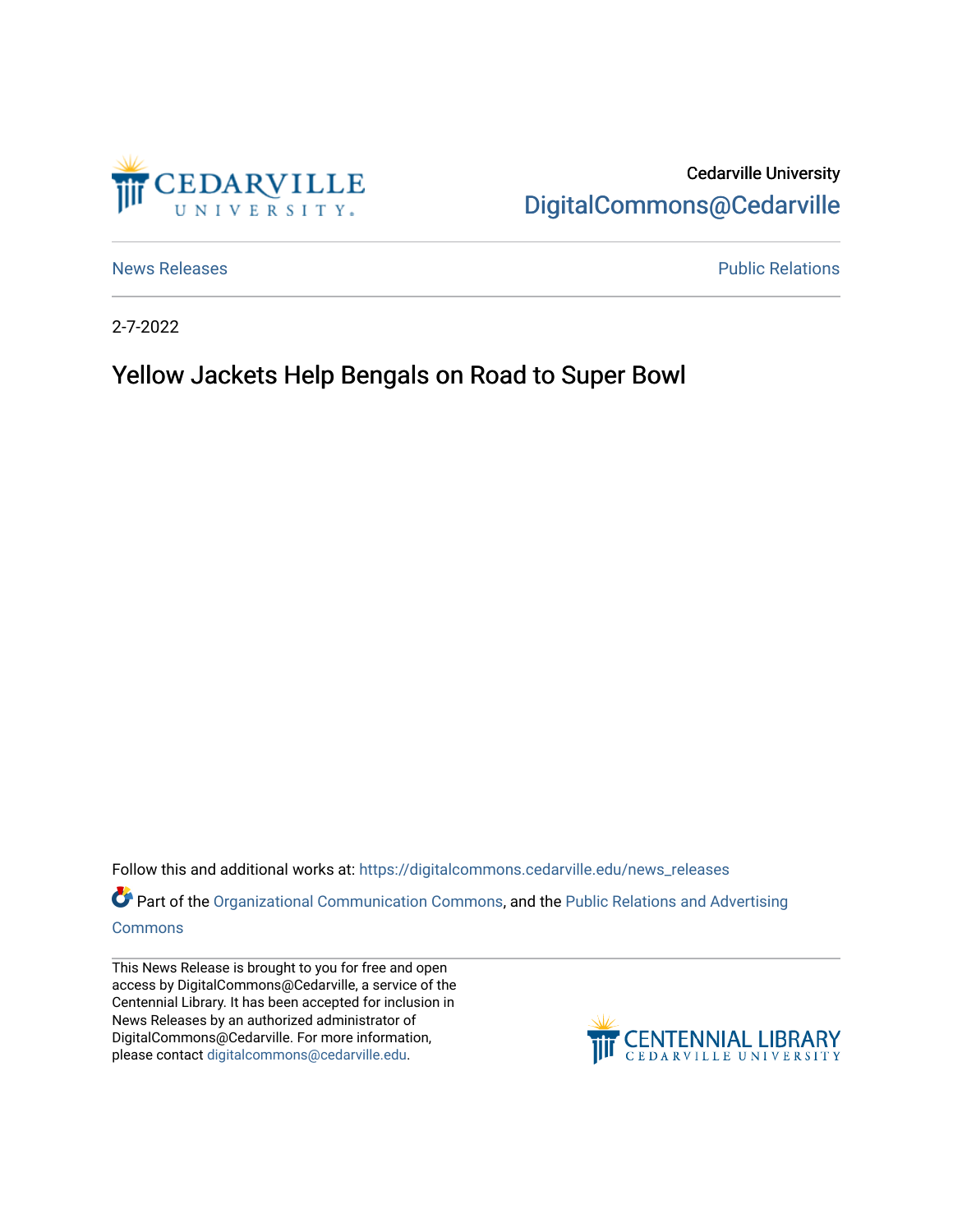Cedarville University

DigitalCommons@Cedarville

News Releases

Public Relations

2-7-2022

# Yellow Jackets Help Bengals on Road to Super Bowl

Follow this and additional works at: https://digitalcommons.cedarville.edu/news_releases

Part of the Organizational Communication Commons, and the Public Relations and Advertising Commons

This News Release is brought to you for free and open access by DigitalCommons@Cedarville, a service of the Centennial Library. It has been accepted for inclusion in News Releases by an authorized administrator of DigitalCommons@Cedarville. For more information, please contact digitalcommons@cedarville.edu.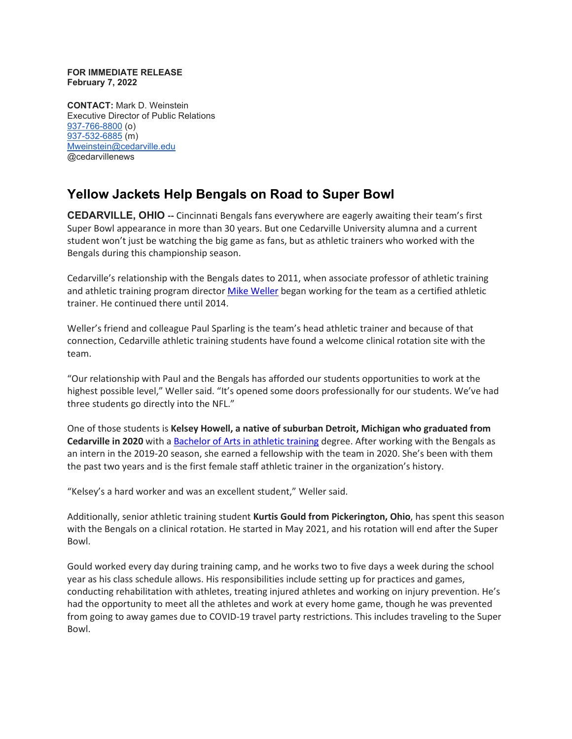**FOR IMMEDIATE RELEASE**
**February 7, 2022**

**CONTACT:** Mark D. Weinstein
Executive Director of Public Relations
937-766-8800 (o)
937-532-6885 (m)
Mweinstein@cedarville.edu
@cedarvillenews

## Yellow Jackets Help Bengals on Road to Super Bowl

**CEDARVILLE, OHIO --** Cincinnati Bengals fans everywhere are eagerly awaiting their team's first Super Bowl appearance in more than 30 years. But one Cedarville University alumna and a current student won't just be watching the big game as fans, but as athletic trainers who worked with the Bengals during this championship season.

Cedarville's relationship with the Bengals dates to 2011, when associate professor of athletic training and athletic training program director Mike Weller began working for the team as a certified athletic trainer. He continued there until 2014.

Weller's friend and colleague Paul Sparling is the team's head athletic trainer and because of that connection, Cedarville athletic training students have found a welcome clinical rotation site with the team.

"Our relationship with Paul and the Bengals has afforded our students opportunities to work at the highest possible level," Weller said. "It's opened some doors professionally for our students. We've had three students go directly into the NFL."

One of those students is **Kelsey Howell, a native of suburban Detroit, Michigan who graduated from Cedarville in 2020** with a Bachelor of Arts in athletic training degree. After working with the Bengals as an intern in the 2019-20 season, she earned a fellowship with the team in 2020. She's been with them the past two years and is the first female staff athletic trainer in the organization's history.

"Kelsey's a hard worker and was an excellent student," Weller said.

Additionally, senior athletic training student **Kurtis Gould from Pickerington, Ohio**, has spent this season with the Bengals on a clinical rotation. He started in May 2021, and his rotation will end after the Super Bowl.

Gould worked every day during training camp, and he works two to five days a week during the school year as his class schedule allows. His responsibilities include setting up for practices and games, conducting rehabilitation with athletes, treating injured athletes and working on injury prevention. He's had the opportunity to meet all the athletes and work at every home game, though he was prevented from going to away games due to COVID-19 travel party restrictions. This includes traveling to the Super Bowl.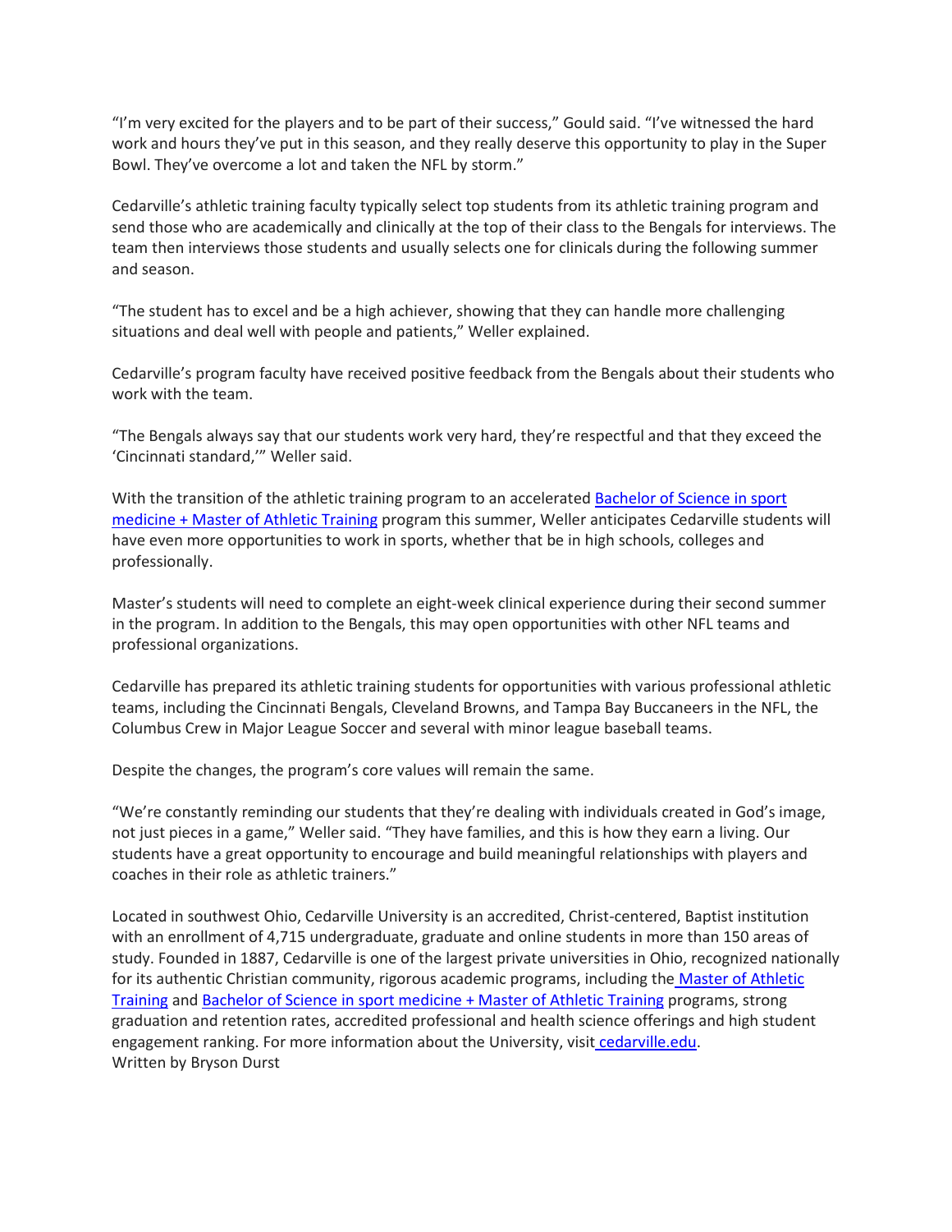"I'm very excited for the players and to be part of their success," Gould said. "I've witnessed the hard work and hours they've put in this season, and they really deserve this opportunity to play in the Super Bowl. They've overcome a lot and taken the NFL by storm."

Cedarville's athletic training faculty typically select top students from its athletic training program and send those who are academically and clinically at the top of their class to the Bengals for interviews. The team then interviews those students and usually selects one for clinicals during the following summer and season.

"The student has to excel and be a high achiever, showing that they can handle more challenging situations and deal well with people and patients," Weller explained.

Cedarville's program faculty have received positive feedback from the Bengals about their students who work with the team.

"The Bengals always say that our students work very hard, they're respectful and that they exceed the 'Cincinnati standard,'" Weller said.

With the transition of the athletic training program to an accelerated Bachelor of Science in sport medicine + Master of Athletic Training program this summer, Weller anticipates Cedarville students will have even more opportunities to work in sports, whether that be in high schools, colleges and professionally.

Master's students will need to complete an eight-week clinical experience during their second summer in the program. In addition to the Bengals, this may open opportunities with other NFL teams and professional organizations.

Cedarville has prepared its athletic training students for opportunities with various professional athletic teams, including the Cincinnati Bengals, Cleveland Browns, and Tampa Bay Buccaneers in the NFL, the Columbus Crew in Major League Soccer and several with minor league baseball teams.

Despite the changes, the program's core values will remain the same.

"We're constantly reminding our students that they're dealing with individuals created in God's image, not just pieces in a game," Weller said. "They have families, and this is how they earn a living. Our students have a great opportunity to encourage and build meaningful relationships with players and coaches in their role as athletic trainers."

Located in southwest Ohio, Cedarville University is an accredited, Christ-centered, Baptist institution with an enrollment of 4,715 undergraduate, graduate and online students in more than 150 areas of study. Founded in 1887, Cedarville is one of the largest private universities in Ohio, recognized nationally for its authentic Christian community, rigorous academic programs, including the Master of Athletic Training and Bachelor of Science in sport medicine + Master of Athletic Training programs, strong graduation and retention rates, accredited professional and health science offerings and high student engagement ranking. For more information about the University, visit cedarville.edu.
Written by Bryson Durst